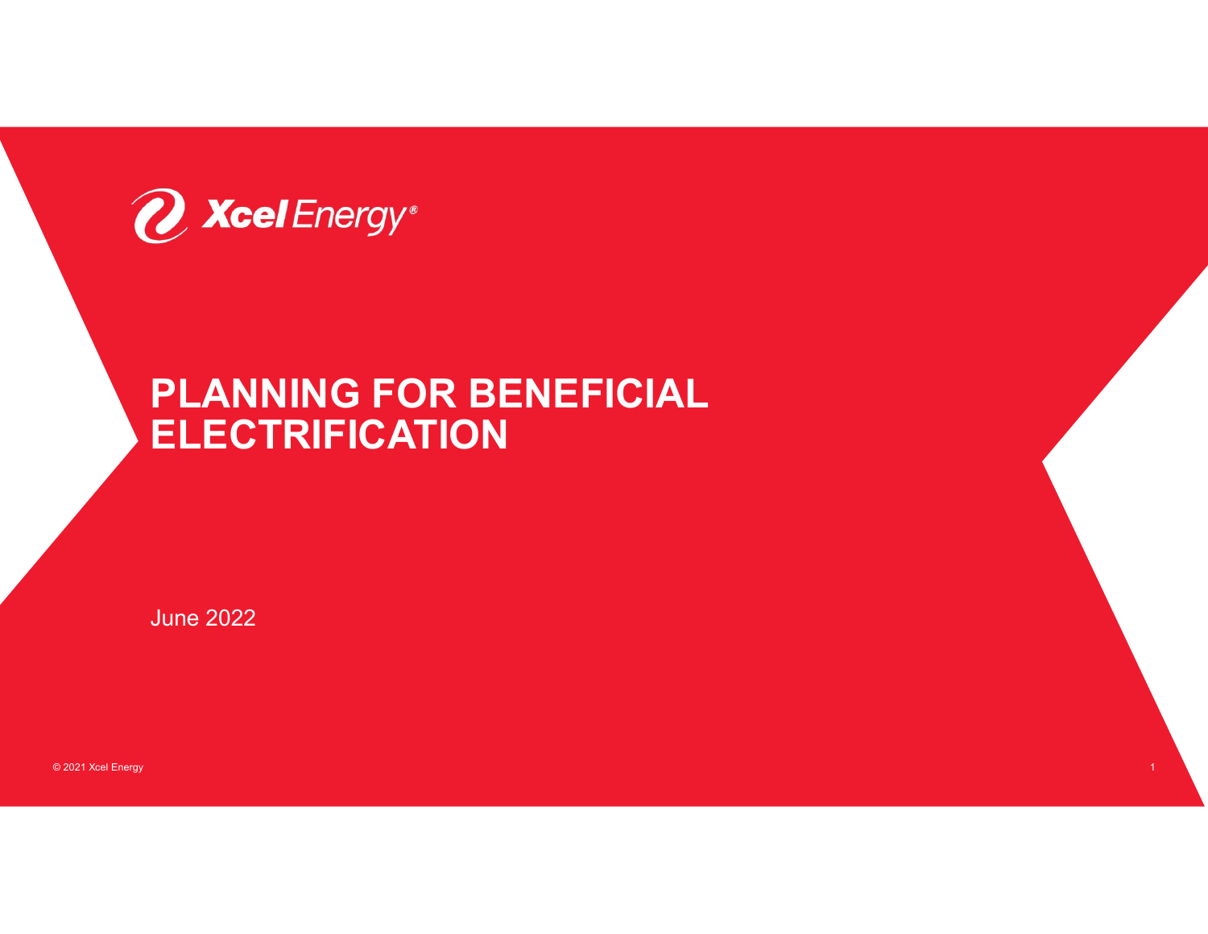Xcel Energy®

# PLANNING FOR BENEFICIAL ELECTRIFICATION

June 2022

© 2021 Xcel Energy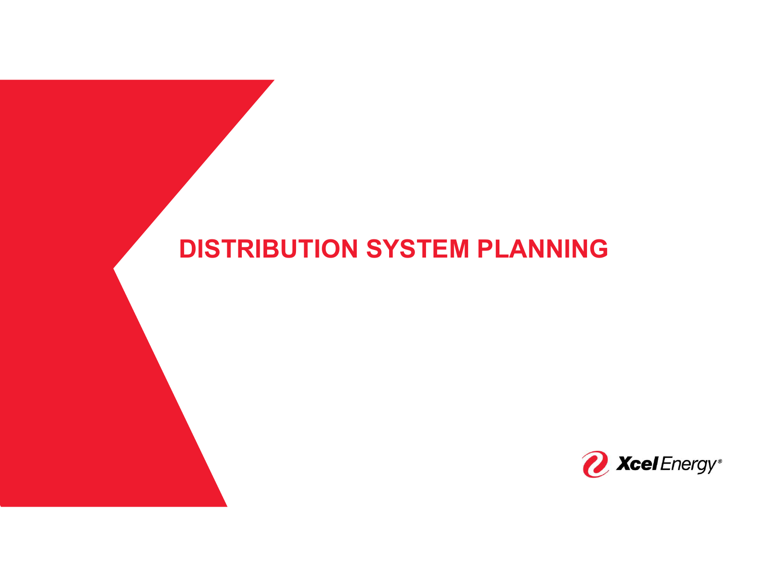# DISTRIBUTION SYSTEM PLANNING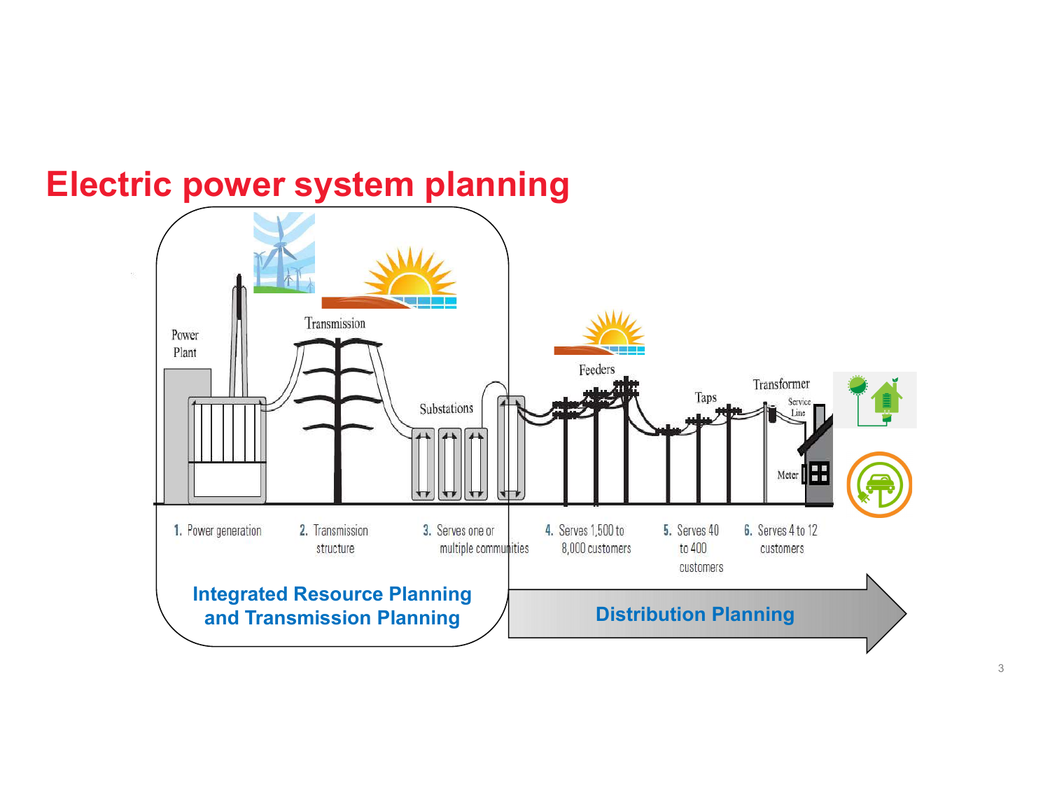# Electric power system planning

Power Plant

Transmission

Substations

Feeders

Taps

Transformer

Service Line

Meter

1. Power generation
2. Transmission structure
3. Serves one or multiple communities
4. Serves 1,500 to 8,000 customers
5. Serves 40 to 400 customers
6. Serves 4 to 12 customers

**Integrated Resource Planning and Transmission Planning**

**Distribution Planning**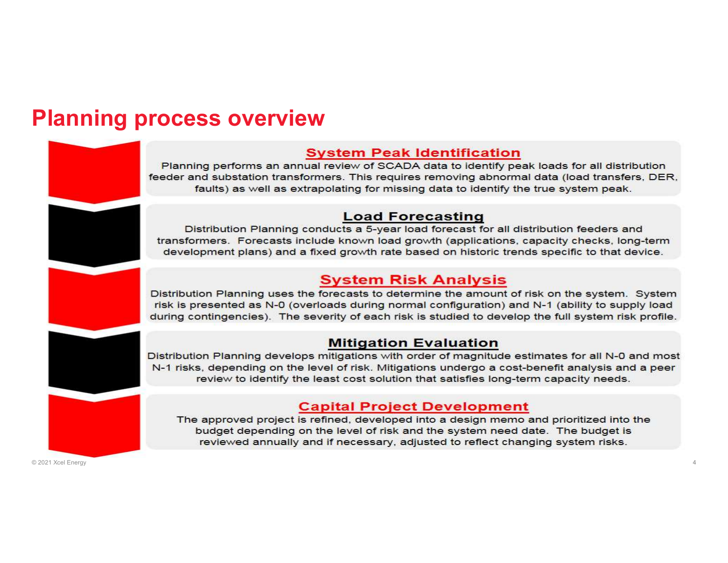# Planning process overview

## System Peak Identification

Planning performs an annual review of SCADA data to identify peak loads for all distribution feeder and substation transformers. This requires removing abnormal data (load transfers, DER, faults) as well as extrapolating for missing data to identify the true system peak.

## Load Forecasting

Distribution Planning conducts a 5-year load forecast for all distribution feeders and transformers. Forecasts include known load growth (applications, capacity checks, long-term development plans) and a fixed growth rate based on historic trends specific to that device.

## System Risk Analysis

Distribution Planning uses the forecasts to determine the amount of risk on the system. System risk is presented as N-0 (overloads during normal configuration) and N-1 (ability to supply load during contingencies). The severity of each risk is studied to develop the full system risk profile.

## Mitigation Evaluation

Distribution Planning develops mitigations with order of magnitude estimates for all N-0 and most N-1 risks, depending on the level of risk. Mitigations undergo a cost-benefit analysis and a peer review to identify the least cost solution that satisfies long-term capacity needs.

## Capital Project Development

The approved project is refined, developed into a design memo and prioritized into the budget depending on the level of risk and the system need date. The budget is reviewed annually and if necessary, adjusted to reflect changing system risks.

© 2021 Xcel Energy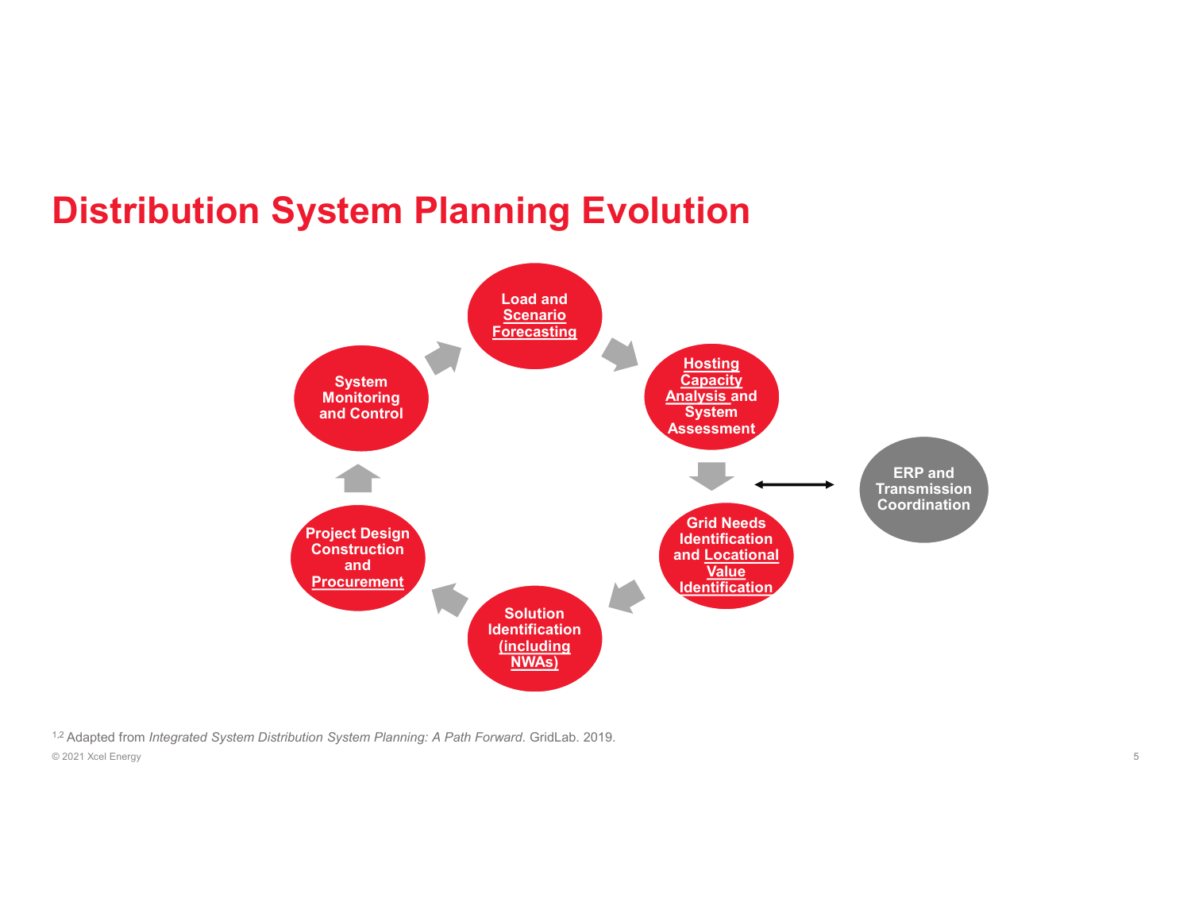# Distribution System Planning Evolution

- Load and Scenario Forecasting
- Hosting Capacity Analysis and System Assessment
- Grid Needs Identification and Locational Value Identification
- Solution Identification (including NWAs)
- Project Design Construction and Procurement
- System Monitoring and Control

ERP and Transmission Coordination

[1,2] Adapted from *Integrated System Distribution System Planning: A Path Forward.* GridLab. 2019.

© 2021 Xcel Energy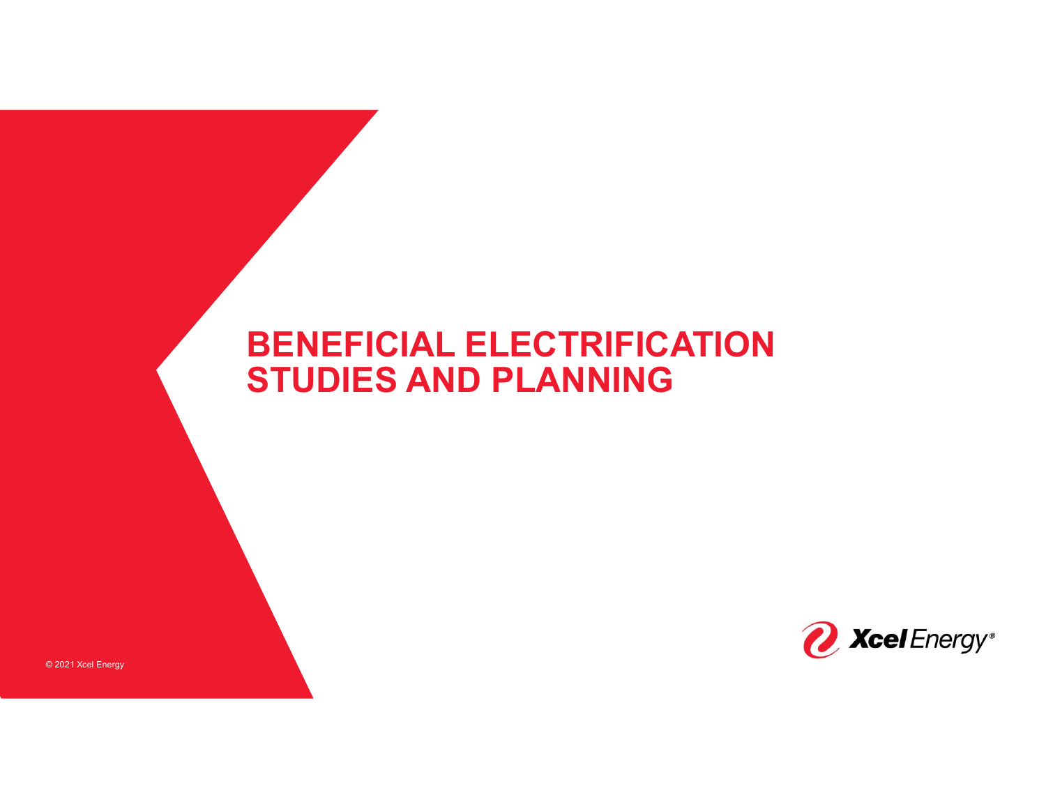# BENEFICIAL ELECTRIFICATION STUDIES AND PLANNING

© 2021 Xcel Energy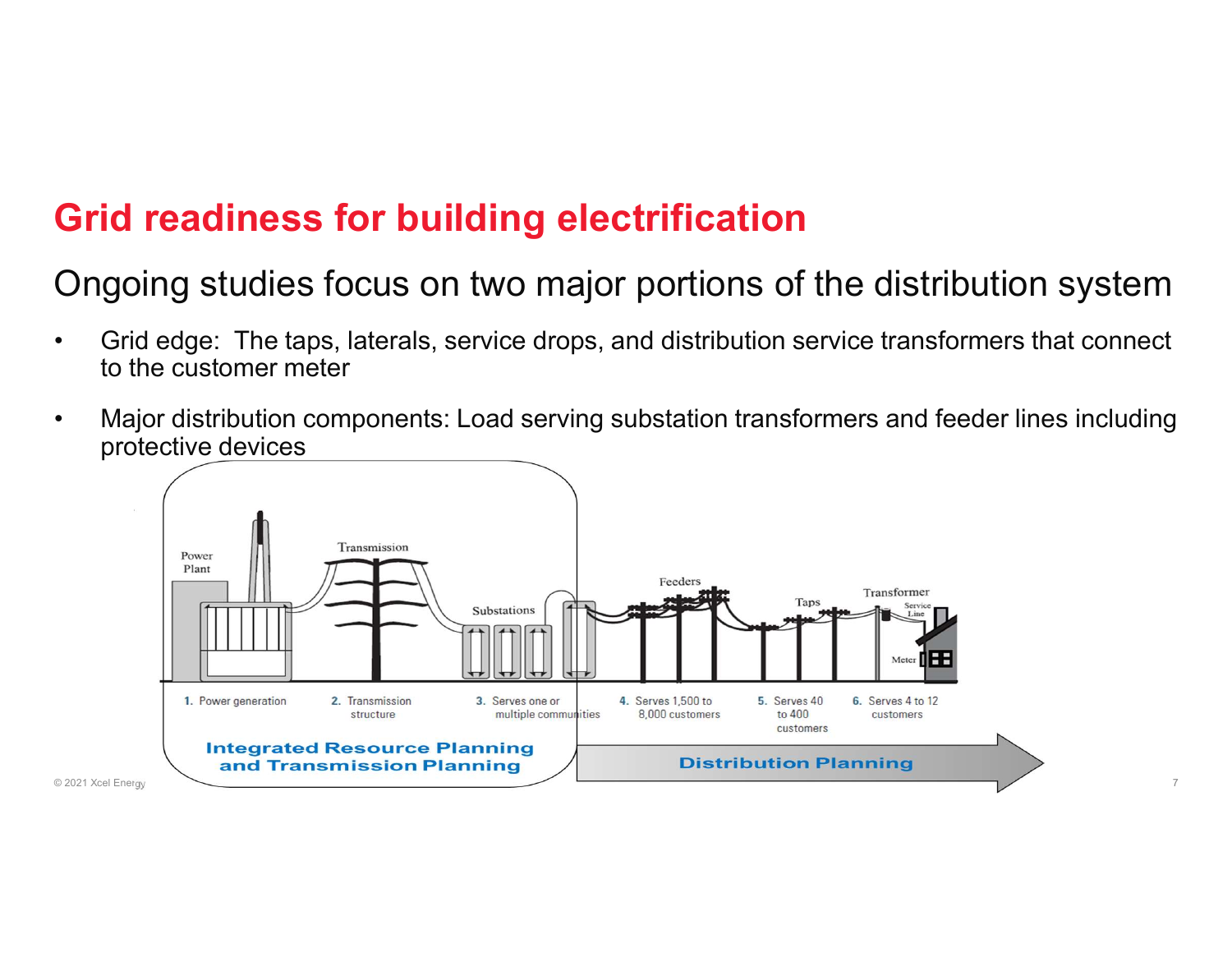# Grid readiness for building electrification

## Ongoing studies focus on two major portions of the distribution system

- Grid edge: The taps, laterals, service drops, and distribution service transformers that connect to the customer meter
- Major distribution components: Load serving substation transformers and feeder lines including protective devices

1. Power generation
2. Transmission structure
3. Serves one or multiple communities
4. Serves 1,500 to 8,000 customers
5. Serves 40 to 400 customers
6. Serves 4 to 12 customers

Integrated Resource Planning and Transmission Planning

Distribution Planning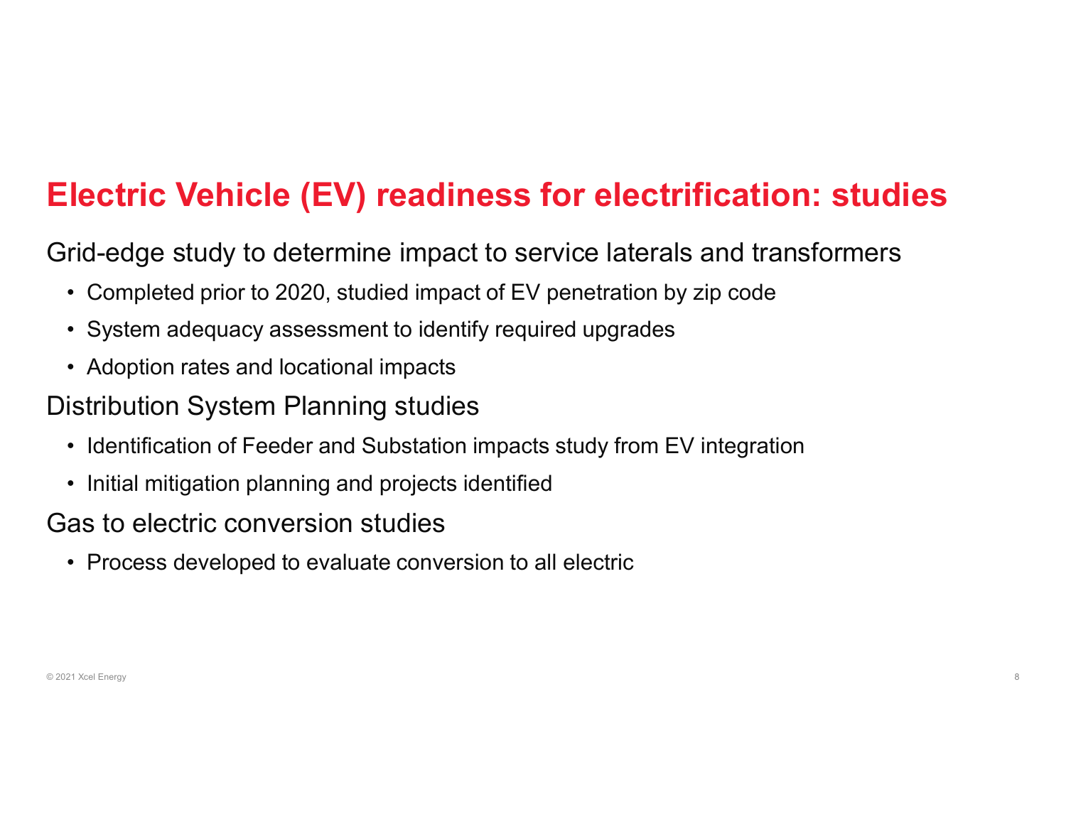# Electric Vehicle (EV) readiness for electrification: studies

Grid-edge study to determine impact to service laterals and transformers

- Completed prior to 2020, studied impact of EV penetration by zip code
- System adequacy assessment to identify required upgrades
- Adoption rates and locational impacts

Distribution System Planning studies

- Identification of Feeder and Substation impacts study from EV integration
- Initial mitigation planning and projects identified

Gas to electric conversion studies

- Process developed to evaluate conversion to all electric

© 2021 Xcel Energy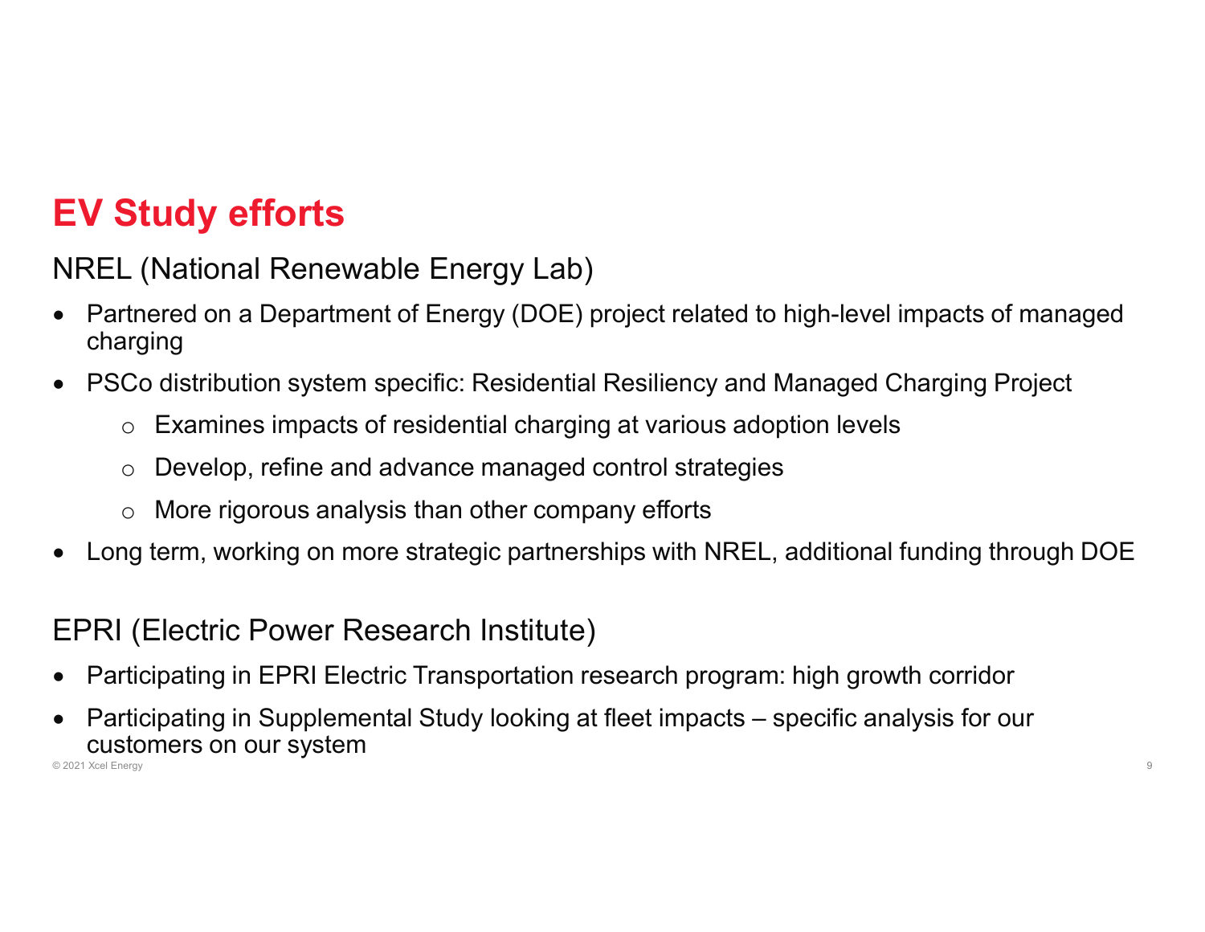# EV Study efforts

## NREL (National Renewable Energy Lab)

- Partnered on a Department of Energy (DOE) project related to high-level impacts of managed charging
- PSCo distribution system specific: Residential Resiliency and Managed Charging Project
    - Examines impacts of residential charging at various adoption levels
    - Develop, refine and advance managed control strategies
    - More rigorous analysis than other company efforts
- Long term, working on more strategic partnerships with NREL, additional funding through DOE

## EPRI (Electric Power Research Institute)

- Participating in EPRI Electric Transportation research program: high growth corridor
- Participating in Supplemental Study looking at fleet impacts – specific analysis for our customers on our system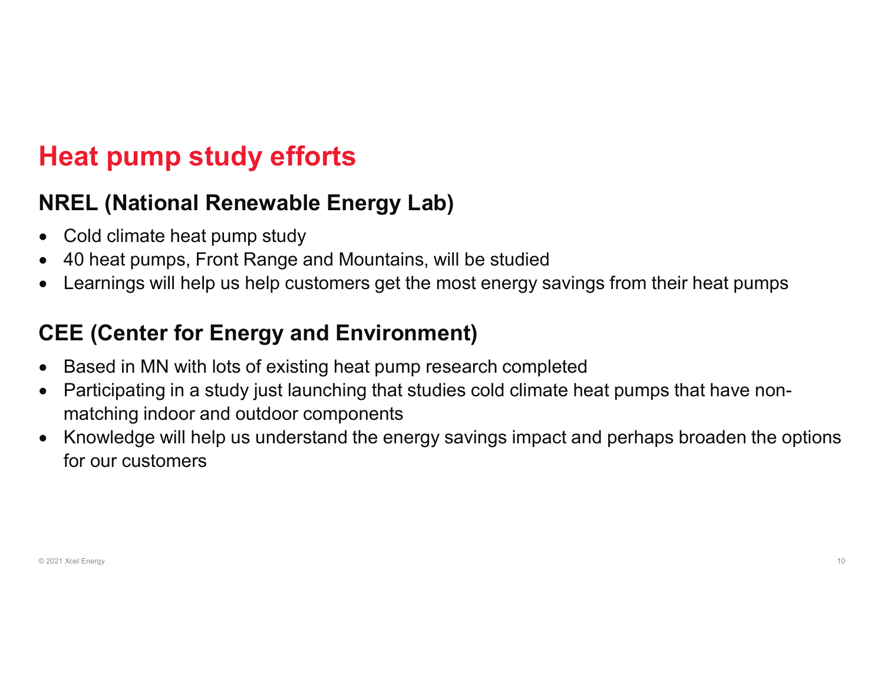# Heat pump study efforts

## NREL (National Renewable Energy Lab)

- Cold climate heat pump study
- 40 heat pumps, Front Range and Mountains, will be studied
- Learnings will help us help customers get the most energy savings from their heat pumps

## CEE (Center for Energy and Environment)

- Based in MN with lots of existing heat pump research completed
- Participating in a study just launching that studies cold climate heat pumps that have non-matching indoor and outdoor components
- Knowledge will help us understand the energy savings impact and perhaps broaden the options for our customers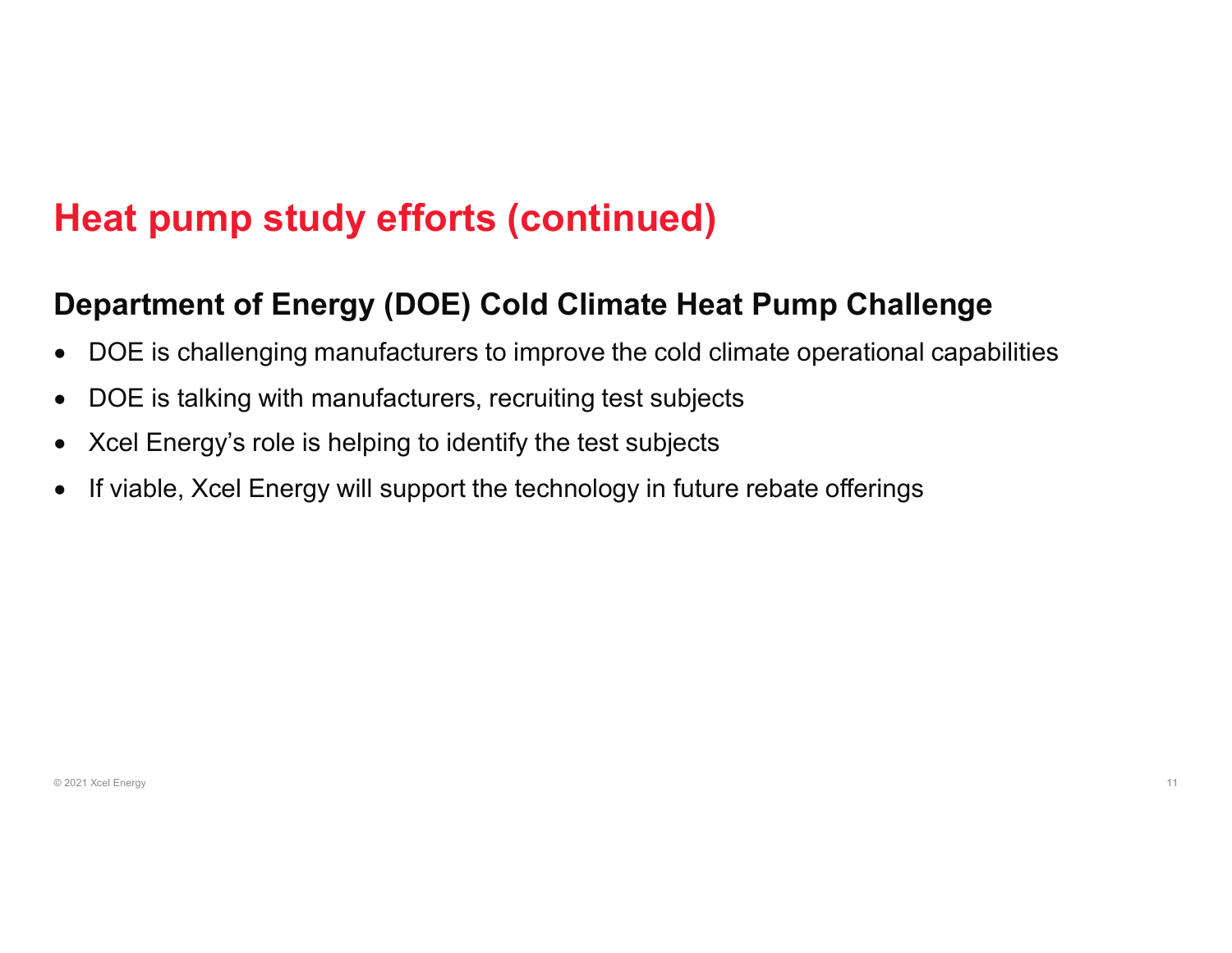# Heat pump study efforts (continued)

## Department of Energy (DOE) Cold Climate Heat Pump Challenge

- DOE is challenging manufacturers to improve the cold climate operational capabilities
- DOE is talking with manufacturers, recruiting test subjects
- Xcel Energy's role is helping to identify the test subjects
- If viable, Xcel Energy will support the technology in future rebate offerings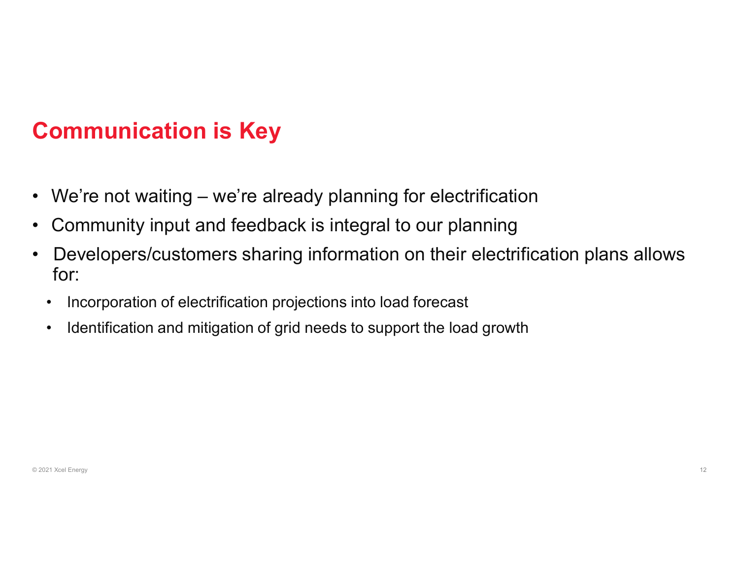## Communication is Key

- We're not waiting – we're already planning for electrification
- Community input and feedback is integral to our planning
- Developers/customers sharing information on their electrification plans allows for:
  - Incorporation of electrification projections into load forecast
  - Identification and mitigation of grid needs to support the load growth

© 2021 Xcel Energy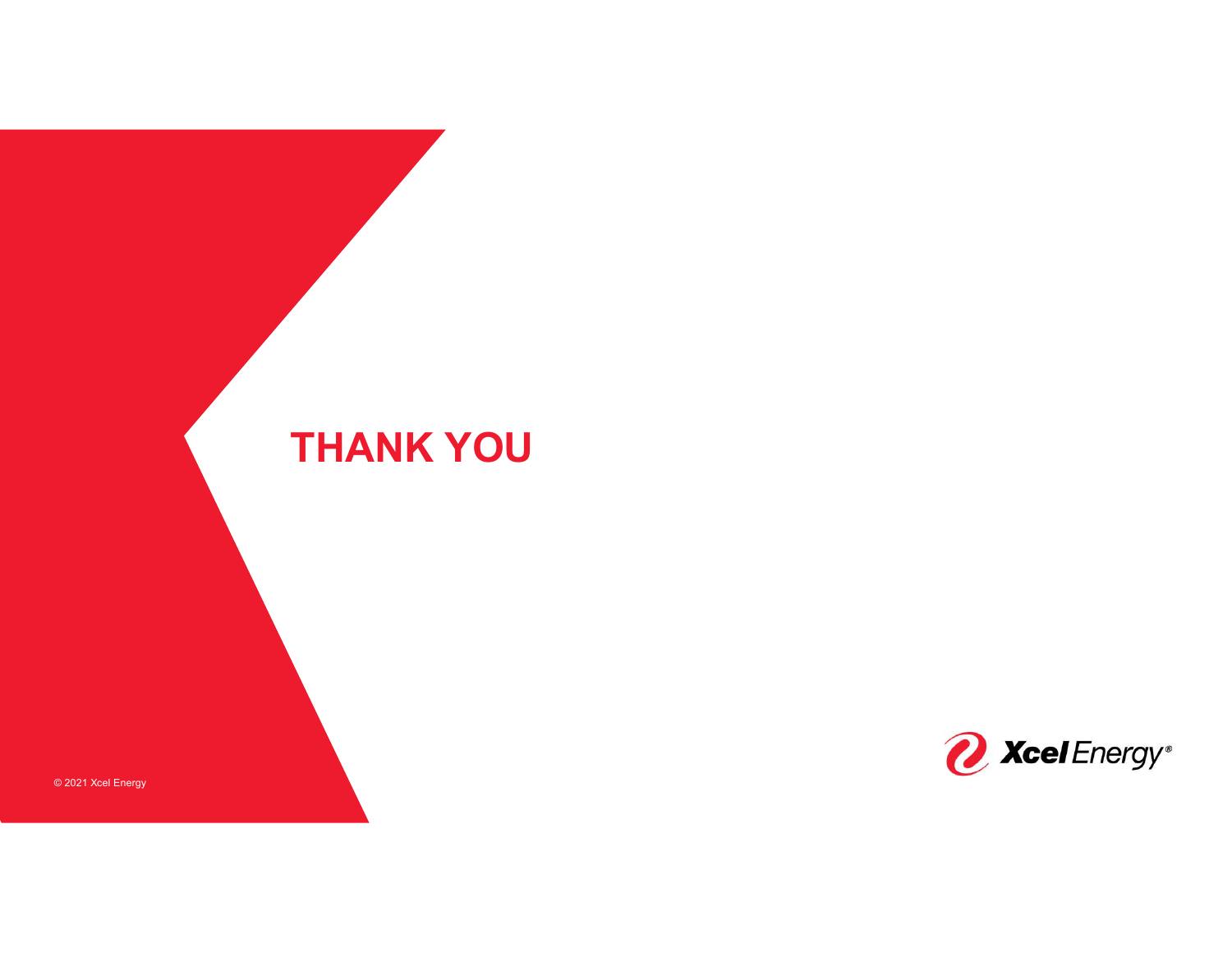# THANK YOU

© 2021 Xcel Energy

Xcel Energy®